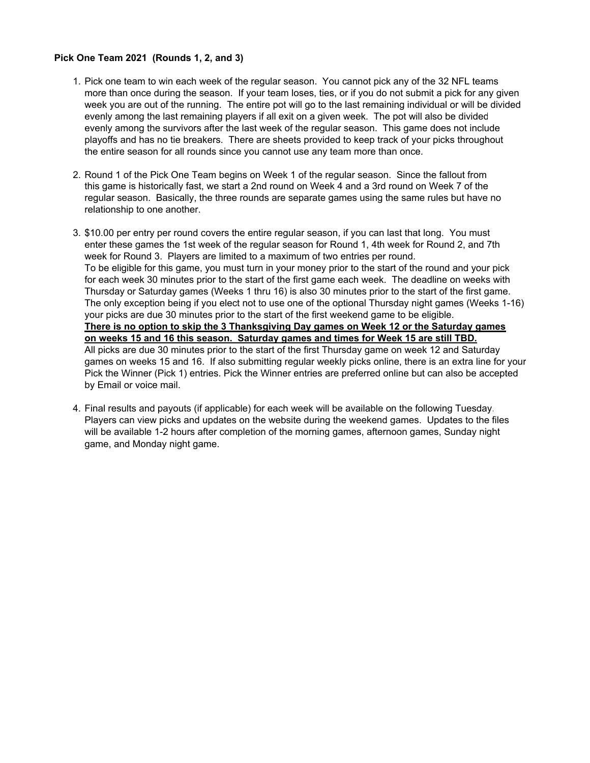**Pick One Team 2021 (Rounds 1, 2, and 3)**

1. Pick one team to win each week of the regular season. You cannot pick any of the 32 NFL teams more than once during the season. If your team loses, ties, or if you do not submit a pick for any given week you are out of the running. The entire pot will go to the last remaining individual or will be divided evenly among the last remaining players if all exit on a given week. The pot will also be divided evenly among the survivors after the last week of the regular season. This game does not include playoffs and has no tie breakers. There are sheets provided to keep track of your picks throughout the entire season for all rounds since you cannot use any team more than once.

2. Round 1 of the Pick One Team begins on Week 1 of the regular season. Since the fallout from this game is historically fast, we start a 2nd round on Week 4 and a 3rd round on Week 7 of the regular season. Basically, the three rounds are separate games using the same rules but have no relationship to one another.

3. $10.00 per entry per round covers the entire regular season, if you can last that long. You must enter these games the 1st week of the regular season for Round 1, 4th week for Round 2, and 7th week for Round 3. Players are limited to a maximum of two entries per round.
   To be eligible for this game, you must turn in your money prior to the start of the round and your pick for each week 30 minutes prior to the start of the first game each week. The deadline on weeks with Thursday or Saturday games (Weeks 1 thru 16) is also 30 minutes prior to the start of the first game. The only exception being if you elect not to use one of the optional Thursday night games (Weeks 1-16) your picks are due 30 minutes prior to the start of the first weekend game to be eligible.
   <u>**There is no option to skip the 3 Thanksgiving Day games on Week 12 or the Saturday games on weeks 15 and 16 this season. Saturday games and times for Week 15 are still TBD.**</u>
   All picks are due 30 minutes prior to the start of the first Thursday game on week 12 and Saturday games on weeks 15 and 16. If also submitting regular weekly picks online, there is an extra line for your Pick the Winner (Pick 1) entries. Pick the Winner entries are preferred online but can also be accepted by Email or voice mail.

4. Final results and payouts (if applicable) for each week will be available on the following Tuesday. Players can view picks and updates on the website during the weekend games. Updates to the files will be available 1-2 hours after completion of the morning games, afternoon games, Sunday night game, and Monday night game.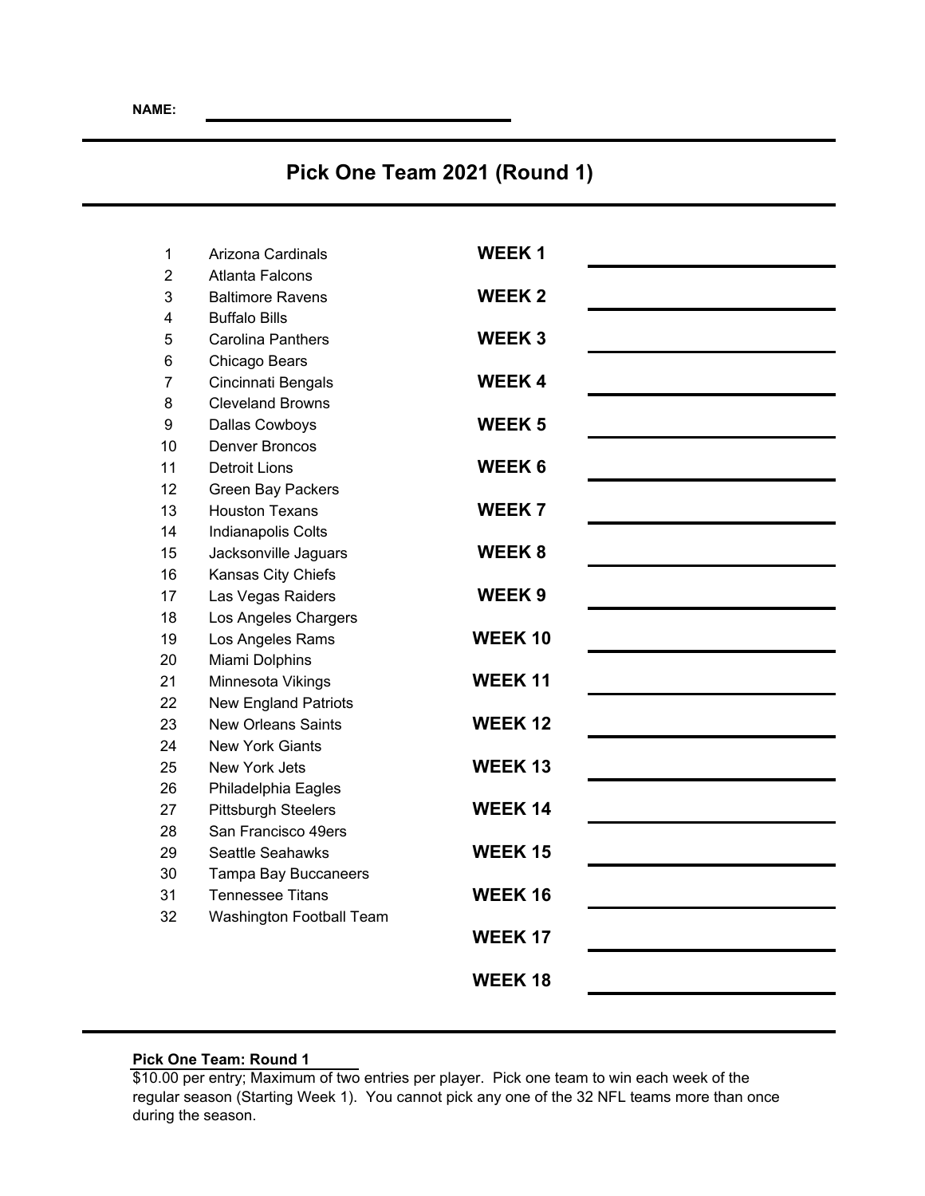**NAME:** ______________________________

# Pick One Team 2021 (Round 1)

| # | Team |
|---|---|
| 1 | Arizona Cardinals |
| 2 | Atlanta Falcons |
| 3 | Baltimore Ravens |
| 4 | Buffalo Bills |
| 5 | Carolina Panthers |
| 6 | Chicago Bears |
| 7 | Cincinnati Bengals |
| 8 | Cleveland Browns |
| 9 | Dallas Cowboys |
| 10 | Denver Broncos |
| 11 | Detroit Lions |
| 12 | Green Bay Packers |
| 13 | Houston Texans |
| 14 | Indianapolis Colts |
| 15 | Jacksonville Jaguars |
| 16 | Kansas City Chiefs |
| 17 | Las Vegas Raiders |
| 18 | Los Angeles Chargers |
| 19 | Los Angeles Rams |
| 20 | Miami Dolphins |
| 21 | Minnesota Vikings |
| 22 | New England Patriots |
| 23 | New Orleans Saints |
| 24 | New York Giants |
| 25 | New York Jets |
| 26 | Philadelphia Eagles |
| 27 | Pittsburgh Steelers |
| 28 | San Francisco 49ers |
| 29 | Seattle Seahawks |
| 30 | Tampa Bay Buccaneers |
| 31 | Tennessee Titans |
| 32 | Washington Football Team |

| Week | Pick |
|---|---|
| **WEEK 1** | ______________________ |
| **WEEK 2** | ______________________ |
| **WEEK 3** | ______________________ |
| **WEEK 4** | ______________________ |
| **WEEK 5** | ______________________ |
| **WEEK 6** | ______________________ |
| **WEEK 7** | ______________________ |
| **WEEK 8** | ______________________ |
| **WEEK 9** | ______________________ |
| **WEEK 10** | ______________________ |
| **WEEK 11** | ______________________ |
| **WEEK 12** | ______________________ |
| **WEEK 13** | ______________________ |
| **WEEK 14** | ______________________ |
| **WEEK 15** | ______________________ |
| **WEEK 16** | ______________________ |
| **WEEK 17** | ______________________ |
| **WEEK 18** | ______________________ |

**Pick One Team: Round 1**

$10.00 per entry; Maximum of two entries per player. Pick one team to win each week of the regular season (Starting Week 1). You cannot pick any one of the 32 NFL teams more than once during the season.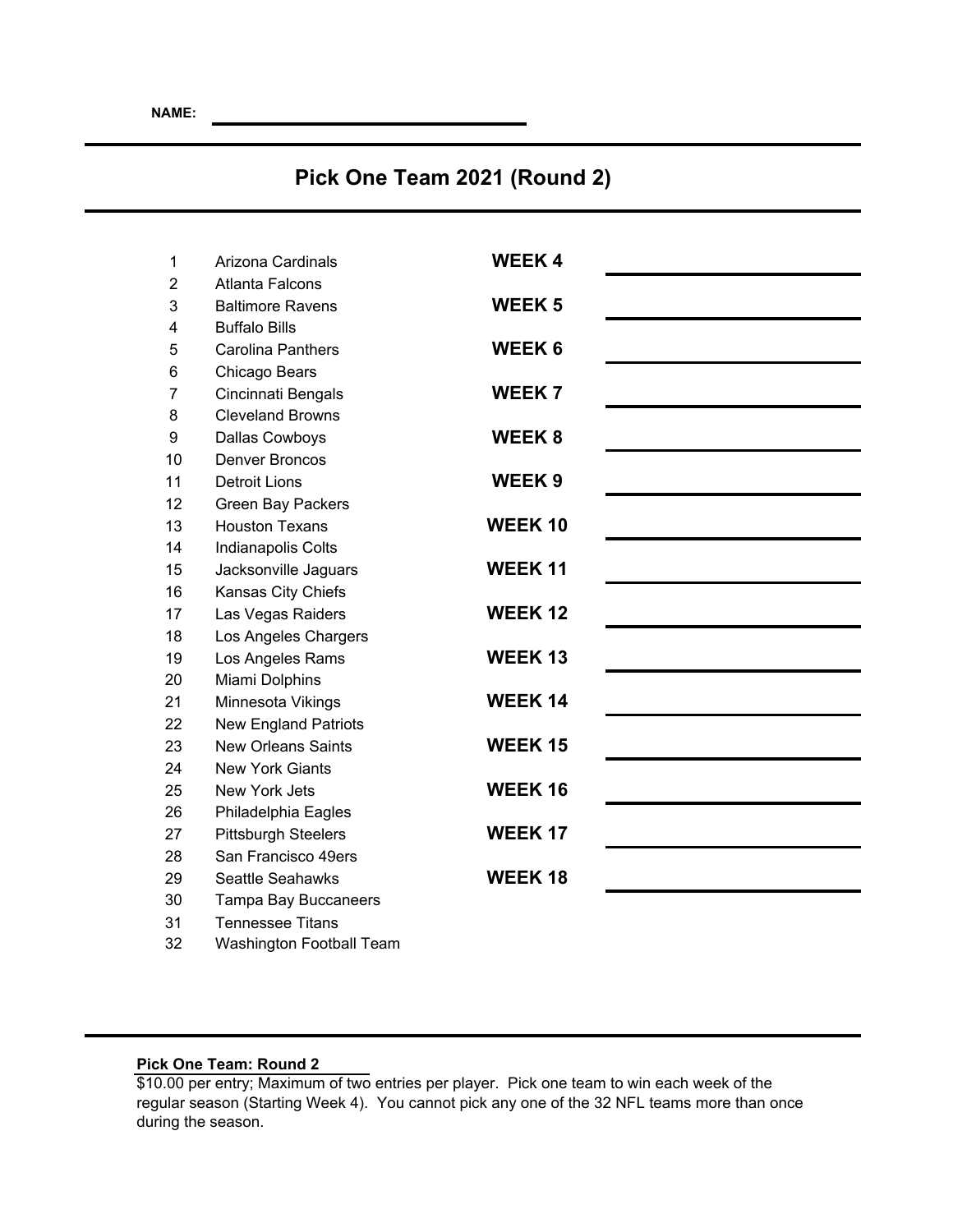**NAME:** ____________________

## Pick One Team 2021 (Round 2)

| # | Team | Week | Pick |
|---|---|---|---|
| 1 | Arizona Cardinals | **WEEK 4** | ______ |
| 2 | Atlanta Falcons | | |
| 3 | Baltimore Ravens | **WEEK 5** | ______ |
| 4 | Buffalo Bills | | |
| 5 | Carolina Panthers | **WEEK 6** | ______ |
| 6 | Chicago Bears | | |
| 7 | Cincinnati Bengals | **WEEK 7** | ______ |
| 8 | Cleveland Browns | | |
| 9 | Dallas Cowboys | **WEEK 8** | ______ |
| 10 | Denver Broncos | | |
| 11 | Detroit Lions | **WEEK 9** | ______ |
| 12 | Green Bay Packers | | |
| 13 | Houston Texans | **WEEK 10** | ______ |
| 14 | Indianapolis Colts | | |
| 15 | Jacksonville Jaguars | **WEEK 11** | ______ |
| 16 | Kansas City Chiefs | | |
| 17 | Las Vegas Raiders | **WEEK 12** | ______ |
| 18 | Los Angeles Chargers | | |
| 19 | Los Angeles Rams | **WEEK 13** | ______ |
| 20 | Miami Dolphins | | |
| 21 | Minnesota Vikings | **WEEK 14** | ______ |
| 22 | New England Patriots | | |
| 23 | New Orleans Saints | **WEEK 15** | ______ |
| 24 | New York Giants | | |
| 25 | New York Jets | **WEEK 16** | ______ |
| 26 | Philadelphia Eagles | | |
| 27 | Pittsburgh Steelers | **WEEK 17** | ______ |
| 28 | San Francisco 49ers | | |
| 29 | Seattle Seahawks | **WEEK 18** | ______ |
| 30 | Tampa Bay Buccaneers | | |
| 31 | Tennessee Titans | | |
| 32 | Washington Football Team | | |

**Pick One Team: Round 2**

$10.00 per entry; Maximum of two entries per player. Pick one team to win each week of the regular season (Starting Week 4). You cannot pick any one of the 32 NFL teams more than once during the season.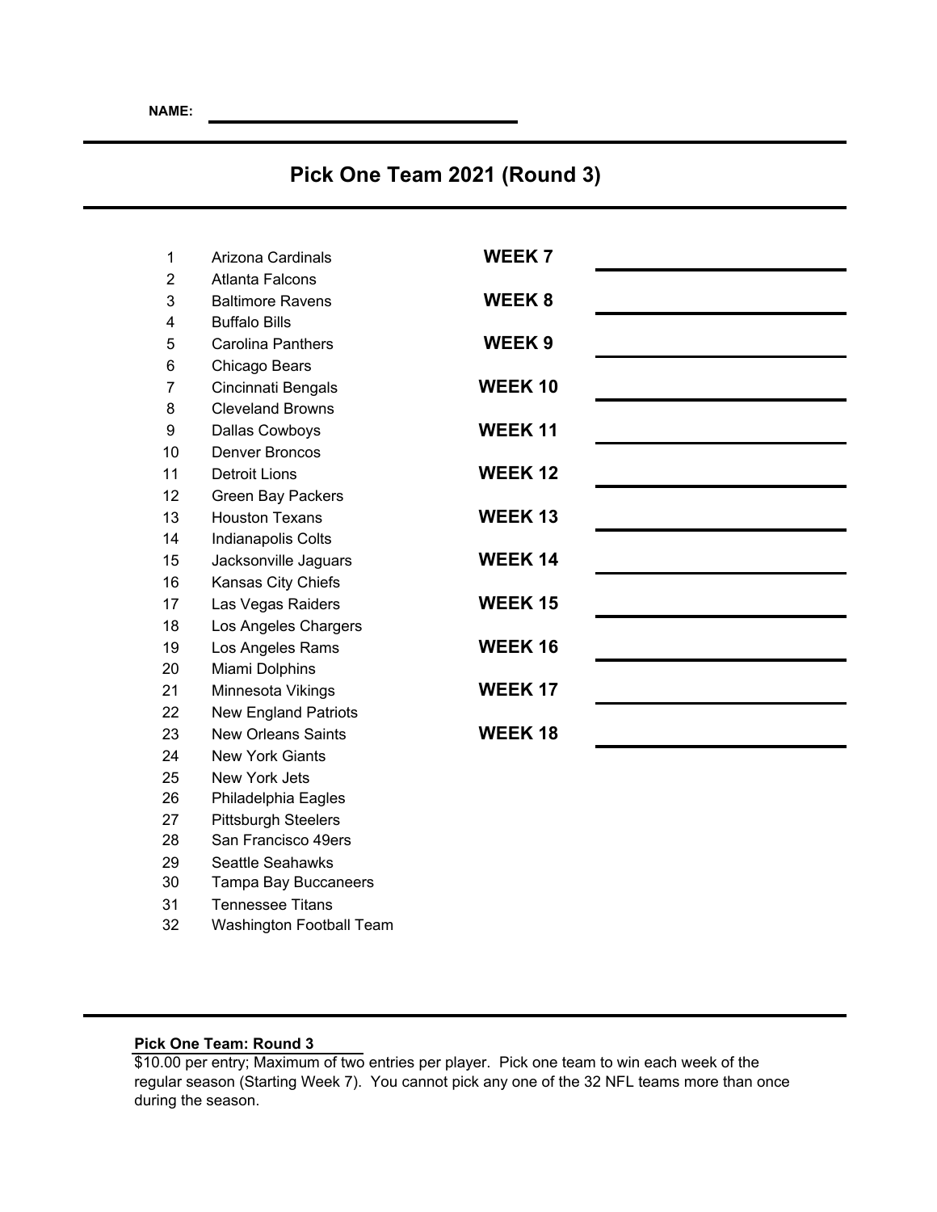**NAME:** ______________________________

# Pick One Team 2021 (Round 3)

| | | |
|---|---|---|
| 1 | Arizona Cardinals | **WEEK 7** ______________ |
| 2 | Atlanta Falcons | |
| 3 | Baltimore Ravens | **WEEK 8** ______________ |
| 4 | Buffalo Bills | |
| 5 | Carolina Panthers | **WEEK 9** ______________ |
| 6 | Chicago Bears | |
| 7 | Cincinnati Bengals | **WEEK 10** ______________ |
| 8 | Cleveland Browns | |
| 9 | Dallas Cowboys | **WEEK 11** ______________ |
| 10 | Denver Broncos | |
| 11 | Detroit Lions | **WEEK 12** ______________ |
| 12 | Green Bay Packers | |
| 13 | Houston Texans | **WEEK 13** ______________ |
| 14 | Indianapolis Colts | |
| 15 | Jacksonville Jaguars | **WEEK 14** ______________ |
| 16 | Kansas City Chiefs | |
| 17 | Las Vegas Raiders | **WEEK 15** ______________ |
| 18 | Los Angeles Chargers | |
| 19 | Los Angeles Rams | **WEEK 16** ______________ |
| 20 | Miami Dolphins | |
| 21 | Minnesota Vikings | **WEEK 17** ______________ |
| 22 | New England Patriots | |
| 23 | New Orleans Saints | **WEEK 18** ______________ |
| 24 | New York Giants | |
| 25 | New York Jets | |
| 26 | Philadelphia Eagles | |
| 27 | Pittsburgh Steelers | |
| 28 | San Francisco 49ers | |
| 29 | Seattle Seahawks | |
| 30 | Tampa Bay Buccaneers | |
| 31 | Tennessee Titans | |
| 32 | Washington Football Team | |

**Pick One Team: Round 3**

$10.00 per entry; Maximum of two entries per player. Pick one team to win each week of the regular season (Starting Week 7). You cannot pick any one of the 32 NFL teams more than once during the season.